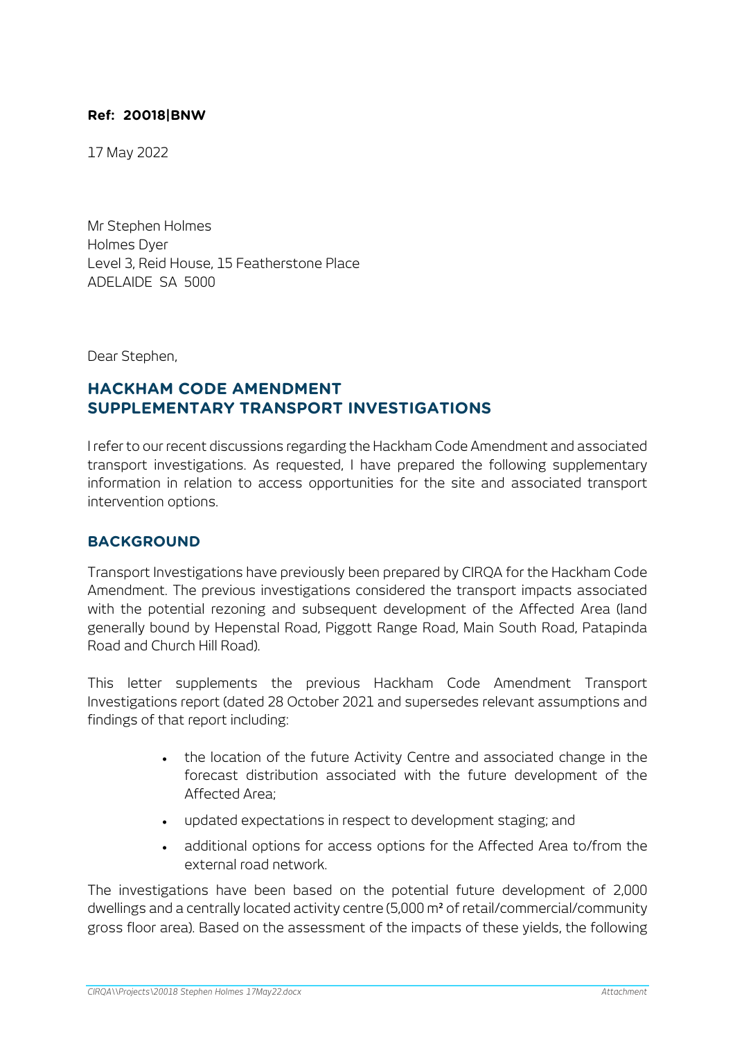**Ref: 20018|BNW**

17 May 2022

Mr Stephen Holmes
Holmes Dyer
Level 3, Reid House, 15 Featherstone Place
ADELAIDE SA 5000

Dear Stephen,

## HACKHAM CODE AMENDMENT SUPPLEMENTARY TRANSPORT INVESTIGATIONS

I refer to our recent discussions regarding the Hackham Code Amendment and associated transport investigations. As requested, I have prepared the following supplementary information in relation to access opportunities for the site and associated transport intervention options.

### BACKGROUND

Transport Investigations have previously been prepared by CIRQA for the Hackham Code Amendment. The previous investigations considered the transport impacts associated with the potential rezoning and subsequent development of the Affected Area (land generally bound by Hepenstal Road, Piggott Range Road, Main South Road, Patapinda Road and Church Hill Road).

This letter supplements the previous Hackham Code Amendment Transport Investigations report (dated 28 October 2021 and supersedes relevant assumptions and findings of that report including:

- the location of the future Activity Centre and associated change in the forecast distribution associated with the future development of the Affected Area;
- updated expectations in respect to development staging; and
- additional options for access options for the Affected Area to/from the external road network.

The investigations have been based on the potential future development of 2,000 dwellings and a centrally located activity centre (5,000 m² of retail/commercial/community gross floor area). Based on the assessment of the impacts of these yields, the following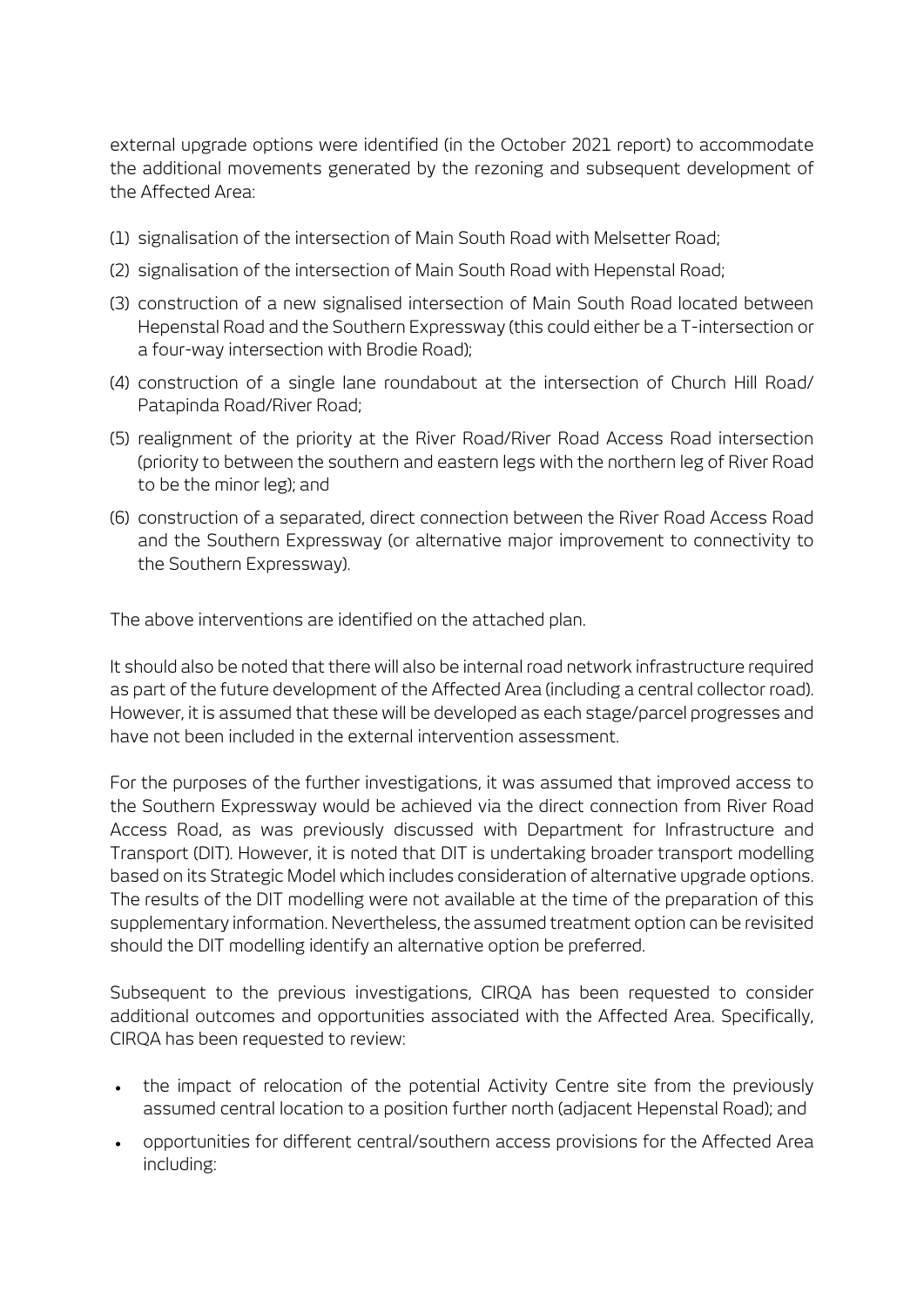external upgrade options were identified (in the October 2021 report) to accommodate the additional movements generated by the rezoning and subsequent development of the Affected Area:

(1) signalisation of the intersection of Main South Road with Melsetter Road;

(2) signalisation of the intersection of Main South Road with Hepenstal Road;

(3) construction of a new signalised intersection of Main South Road located between Hepenstal Road and the Southern Expressway (this could either be a T-intersection or a four-way intersection with Brodie Road);

(4) construction of a single lane roundabout at the intersection of Church Hill Road/ Patapinda Road/River Road;

(5) realignment of the priority at the River Road/River Road Access Road intersection (priority to between the southern and eastern legs with the northern leg of River Road to be the minor leg); and

(6) construction of a separated, direct connection between the River Road Access Road and the Southern Expressway (or alternative major improvement to connectivity to the Southern Expressway).

The above interventions are identified on the attached plan.

It should also be noted that there will also be internal road network infrastructure required as part of the future development of the Affected Area (including a central collector road). However, it is assumed that these will be developed as each stage/parcel progresses and have not been included in the external intervention assessment.

For the purposes of the further investigations, it was assumed that improved access to the Southern Expressway would be achieved via the direct connection from River Road Access Road, as was previously discussed with Department for Infrastructure and Transport (DIT). However, it is noted that DIT is undertaking broader transport modelling based on its Strategic Model which includes consideration of alternative upgrade options. The results of the DIT modelling were not available at the time of the preparation of this supplementary information. Nevertheless, the assumed treatment option can be revisited should the DIT modelling identify an alternative option be preferred.

Subsequent to the previous investigations, CIRQA has been requested to consider additional outcomes and opportunities associated with the Affected Area. Specifically, CIRQA has been requested to review:

- the impact of relocation of the potential Activity Centre site from the previously assumed central location to a position further north (adjacent Hepenstal Road); and
- opportunities for different central/southern access provisions for the Affected Area including: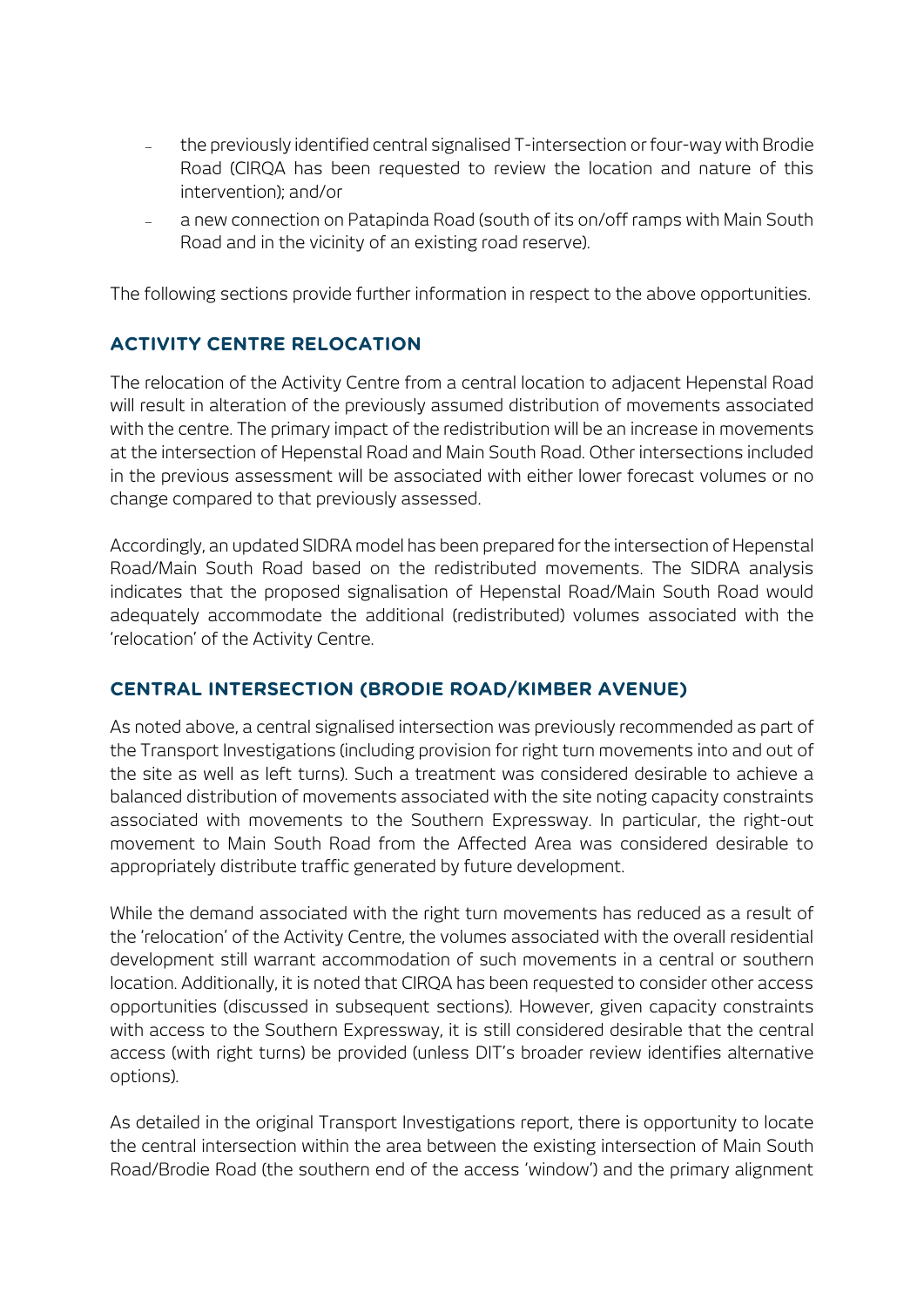- the previously identified central signalised T-intersection or four-way with Brodie Road (CIRQA has been requested to review the location and nature of this intervention); and/or
- a new connection on Patapinda Road (south of its on/off ramps with Main South Road and in the vicinity of an existing road reserve).

The following sections provide further information in respect to the above opportunities.

## ACTIVITY CENTRE RELOCATION

The relocation of the Activity Centre from a central location to adjacent Hepenstal Road will result in alteration of the previously assumed distribution of movements associated with the centre. The primary impact of the redistribution will be an increase in movements at the intersection of Hepenstal Road and Main South Road. Other intersections included in the previous assessment will be associated with either lower forecast volumes or no change compared to that previously assessed.

Accordingly, an updated SIDRA model has been prepared for the intersection of Hepenstal Road/Main South Road based on the redistributed movements. The SIDRA analysis indicates that the proposed signalisation of Hepenstal Road/Main South Road would adequately accommodate the additional (redistributed) volumes associated with the 'relocation' of the Activity Centre.

## CENTRAL INTERSECTION (BRODIE ROAD/KIMBER AVENUE)

As noted above, a central signalised intersection was previously recommended as part of the Transport Investigations (including provision for right turn movements into and out of the site as well as left turns). Such a treatment was considered desirable to achieve a balanced distribution of movements associated with the site noting capacity constraints associated with movements to the Southern Expressway. In particular, the right-out movement to Main South Road from the Affected Area was considered desirable to appropriately distribute traffic generated by future development.

While the demand associated with the right turn movements has reduced as a result of the 'relocation' of the Activity Centre, the volumes associated with the overall residential development still warrant accommodation of such movements in a central or southern location. Additionally, it is noted that CIRQA has been requested to consider other access opportunities (discussed in subsequent sections). However, given capacity constraints with access to the Southern Expressway, it is still considered desirable that the central access (with right turns) be provided (unless DIT's broader review identifies alternative options).

As detailed in the original Transport Investigations report, there is opportunity to locate the central intersection within the area between the existing intersection of Main South Road/Brodie Road (the southern end of the access 'window') and the primary alignment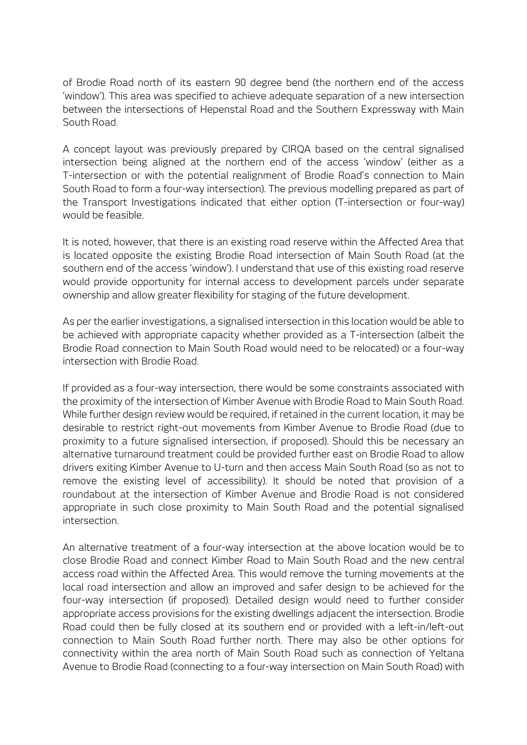of Brodie Road north of its eastern 90 degree bend (the northern end of the access 'window'). This area was specified to achieve adequate separation of a new intersection between the intersections of Hepenstal Road and the Southern Expressway with Main South Road.

A concept layout was previously prepared by CIRQA based on the central signalised intersection being aligned at the northern end of the access 'window' (either as a T-intersection or with the potential realignment of Brodie Road's connection to Main South Road to form a four-way intersection). The previous modelling prepared as part of the Transport Investigations indicated that either option (T-intersection or four-way) would be feasible.

It is noted, however, that there is an existing road reserve within the Affected Area that is located opposite the existing Brodie Road intersection of Main South Road (at the southern end of the access 'window'). I understand that use of this existing road reserve would provide opportunity for internal access to development parcels under separate ownership and allow greater flexibility for staging of the future development.

As per the earlier investigations, a signalised intersection in this location would be able to be achieved with appropriate capacity whether provided as a T-intersection (albeit the Brodie Road connection to Main South Road would need to be relocated) or a four-way intersection with Brodie Road.

If provided as a four-way intersection, there would be some constraints associated with the proximity of the intersection of Kimber Avenue with Brodie Road to Main South Road. While further design review would be required, if retained in the current location, it may be desirable to restrict right-out movements from Kimber Avenue to Brodie Road (due to proximity to a future signalised intersection, if proposed). Should this be necessary an alternative turnaround treatment could be provided further east on Brodie Road to allow drivers exiting Kimber Avenue to U-turn and then access Main South Road (so as not to remove the existing level of accessibility). It should be noted that provision of a roundabout at the intersection of Kimber Avenue and Brodie Road is not considered appropriate in such close proximity to Main South Road and the potential signalised intersection.

An alternative treatment of a four-way intersection at the above location would be to close Brodie Road and connect Kimber Road to Main South Road and the new central access road within the Affected Area. This would remove the turning movements at the local road intersection and allow an improved and safer design to be achieved for the four-way intersection (if proposed). Detailed design would need to further consider appropriate access provisions for the existing dwellings adjacent the intersection. Brodie Road could then be fully closed at its southern end or provided with a left-in/left-out connection to Main South Road further north. There may also be other options for connectivity within the area north of Main South Road such as connection of Yeltana Avenue to Brodie Road (connecting to a four-way intersection on Main South Road) with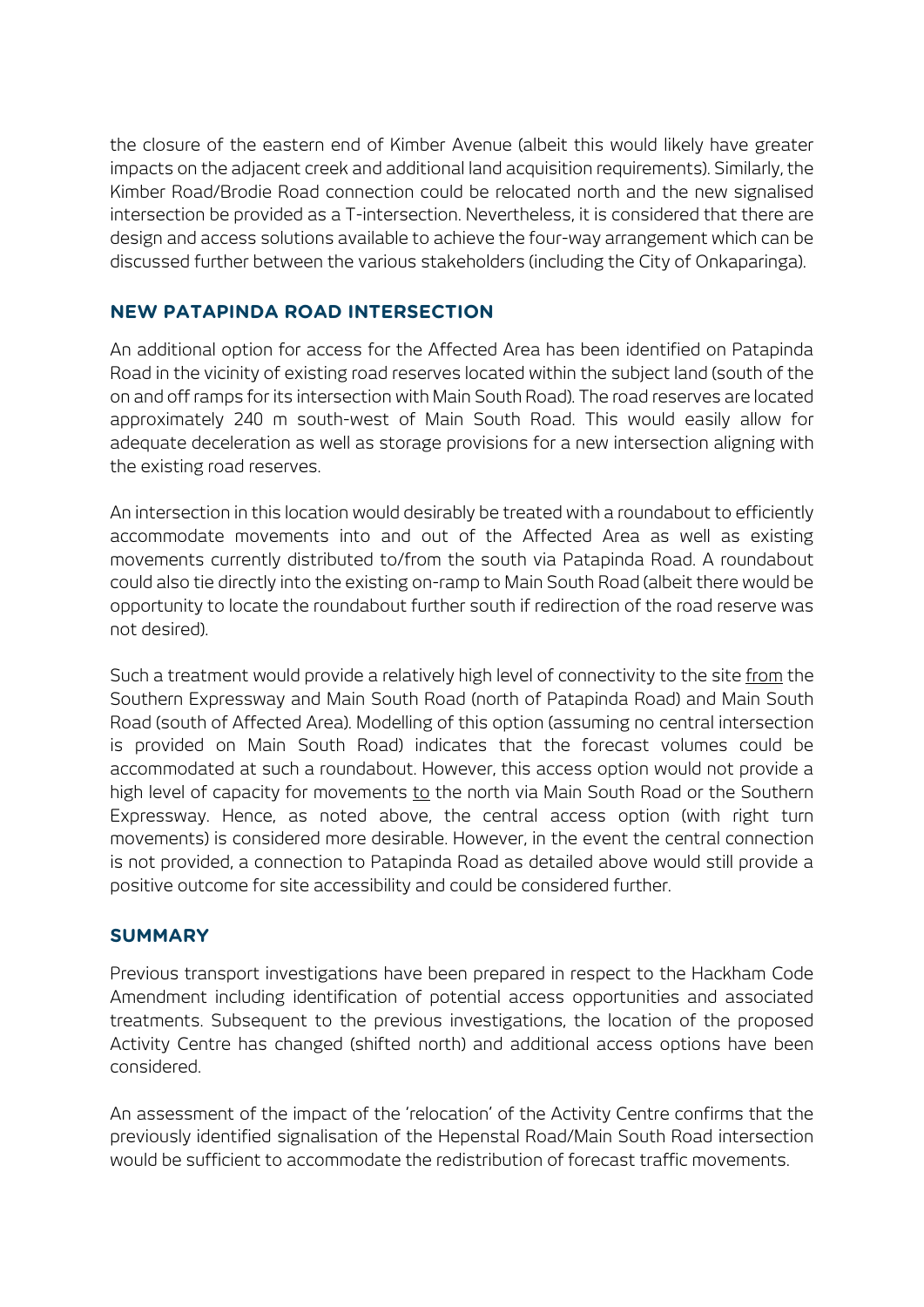the closure of the eastern end of Kimber Avenue (albeit this would likely have greater impacts on the adjacent creek and additional land acquisition requirements). Similarly, the Kimber Road/Brodie Road connection could be relocated north and the new signalised intersection be provided as a T-intersection. Nevertheless, it is considered that there are design and access solutions available to achieve the four-way arrangement which can be discussed further between the various stakeholders (including the City of Onkaparinga).

## NEW PATAPINDA ROAD INTERSECTION

An additional option for access for the Affected Area has been identified on Patapinda Road in the vicinity of existing road reserves located within the subject land (south of the on and off ramps for its intersection with Main South Road). The road reserves are located approximately 240 m south-west of Main South Road. This would easily allow for adequate deceleration as well as storage provisions for a new intersection aligning with the existing road reserves.

An intersection in this location would desirably be treated with a roundabout to efficiently accommodate movements into and out of the Affected Area as well as existing movements currently distributed to/from the south via Patapinda Road. A roundabout could also tie directly into the existing on-ramp to Main South Road (albeit there would be opportunity to locate the roundabout further south if redirection of the road reserve was not desired).

Such a treatment would provide a relatively high level of connectivity to the site <u>from</u> the Southern Expressway and Main South Road (north of Patapinda Road) and Main South Road (south of Affected Area). Modelling of this option (assuming no central intersection is provided on Main South Road) indicates that the forecast volumes could be accommodated at such a roundabout. However, this access option would not provide a high level of capacity for movements <u>to</u> the north via Main South Road or the Southern Expressway. Hence, as noted above, the central access option (with right turn movements) is considered more desirable. However, in the event the central connection is not provided, a connection to Patapinda Road as detailed above would still provide a positive outcome for site accessibility and could be considered further.

## SUMMARY

Previous transport investigations have been prepared in respect to the Hackham Code Amendment including identification of potential access opportunities and associated treatments. Subsequent to the previous investigations, the location of the proposed Activity Centre has changed (shifted north) and additional access options have been considered.

An assessment of the impact of the 'relocation' of the Activity Centre confirms that the previously identified signalisation of the Hepenstal Road/Main South Road intersection would be sufficient to accommodate the redistribution of forecast traffic movements.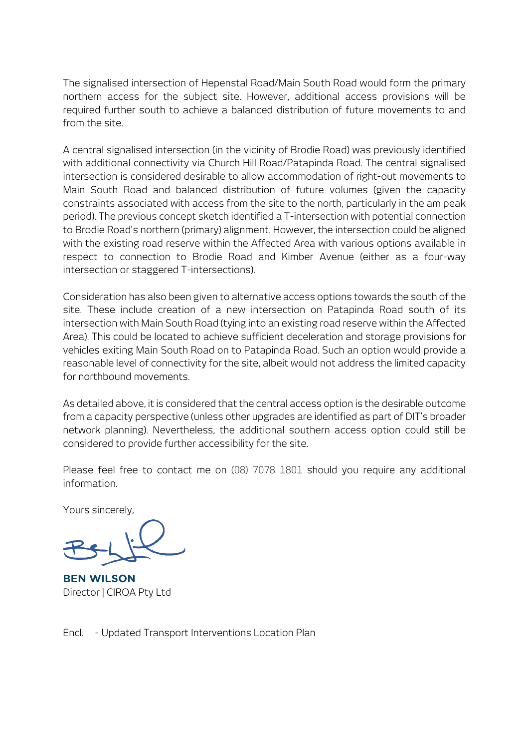The signalised intersection of Hepenstal Road/Main South Road would form the primary northern access for the subject site. However, additional access provisions will be required further south to achieve a balanced distribution of future movements to and from the site.

A central signalised intersection (in the vicinity of Brodie Road) was previously identified with additional connectivity via Church Hill Road/Patapinda Road. The central signalised intersection is considered desirable to allow accommodation of right-out movements to Main South Road and balanced distribution of future volumes (given the capacity constraints associated with access from the site to the north, particularly in the am peak period). The previous concept sketch identified a T-intersection with potential connection to Brodie Road's northern (primary) alignment. However, the intersection could be aligned with the existing road reserve within the Affected Area with various options available in respect to connection to Brodie Road and Kimber Avenue (either as a four-way intersection or staggered T-intersections).

Consideration has also been given to alternative access options towards the south of the site. These include creation of a new intersection on Patapinda Road south of its intersection with Main South Road (tying into an existing road reserve within the Affected Area). This could be located to achieve sufficient deceleration and storage provisions for vehicles exiting Main South Road on to Patapinda Road. Such an option would provide a reasonable level of connectivity for the site, albeit would not address the limited capacity for northbound movements.

As detailed above, it is considered that the central access option is the desirable outcome from a capacity perspective (unless other upgrades are identified as part of DIT's broader network planning). Nevertheless, the additional southern access option could still be considered to provide further accessibility for the site.

Please feel free to contact me on (08) 7078 1801 should you require any additional information.

Yours sincerely,

**BEN WILSON**
Director | CIRQA Pty Ltd

Encl. - Updated Transport Interventions Location Plan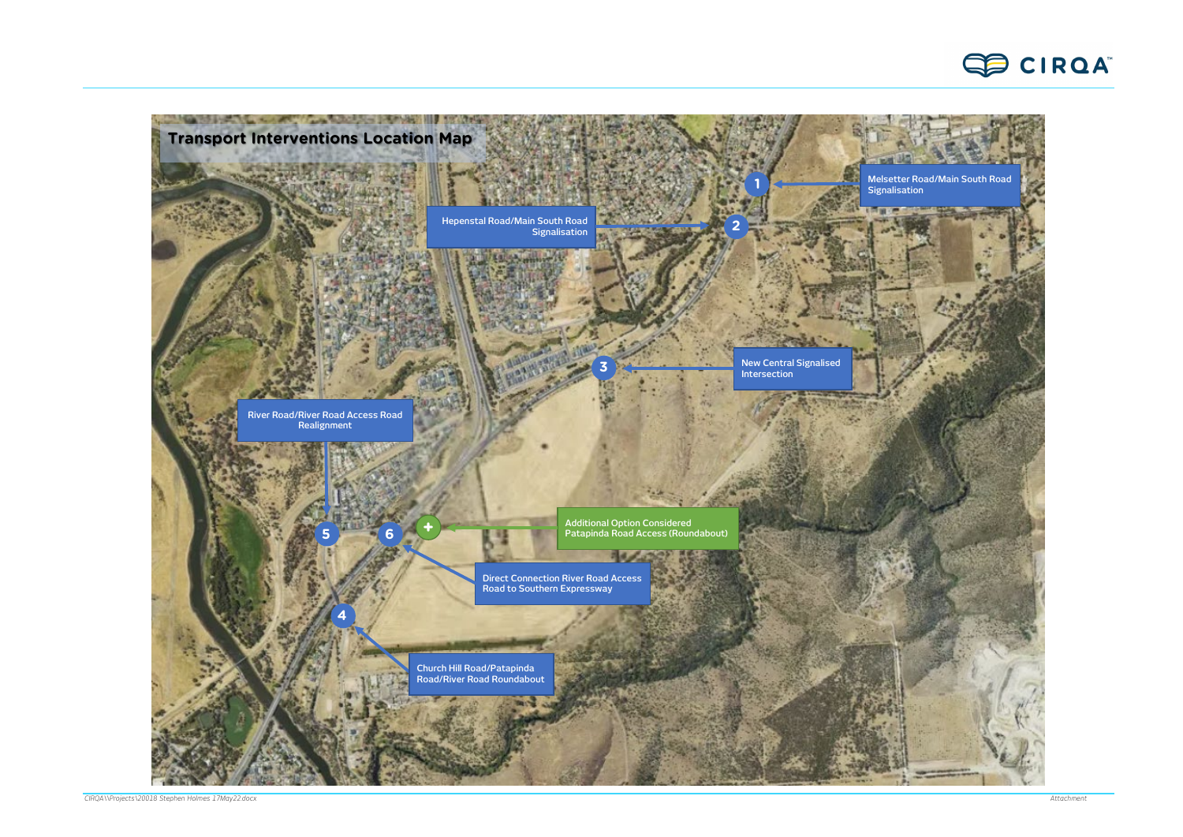## Transport Interventions Location Map

1 — Melsetter Road/Main South Road Signalisation

2 — Hepenstal Road/Main South Road Signalisation

3 — New Central Signalised Intersection

4 — Church Hill Road/Patapinda Road/River Road Roundabout

5 — River Road/River Road Access Road Realignment

6 — Direct Connection River Road Access Road to Southern Expressway

+ — Additional Option Considered Patapinda Road Access (Roundabout)